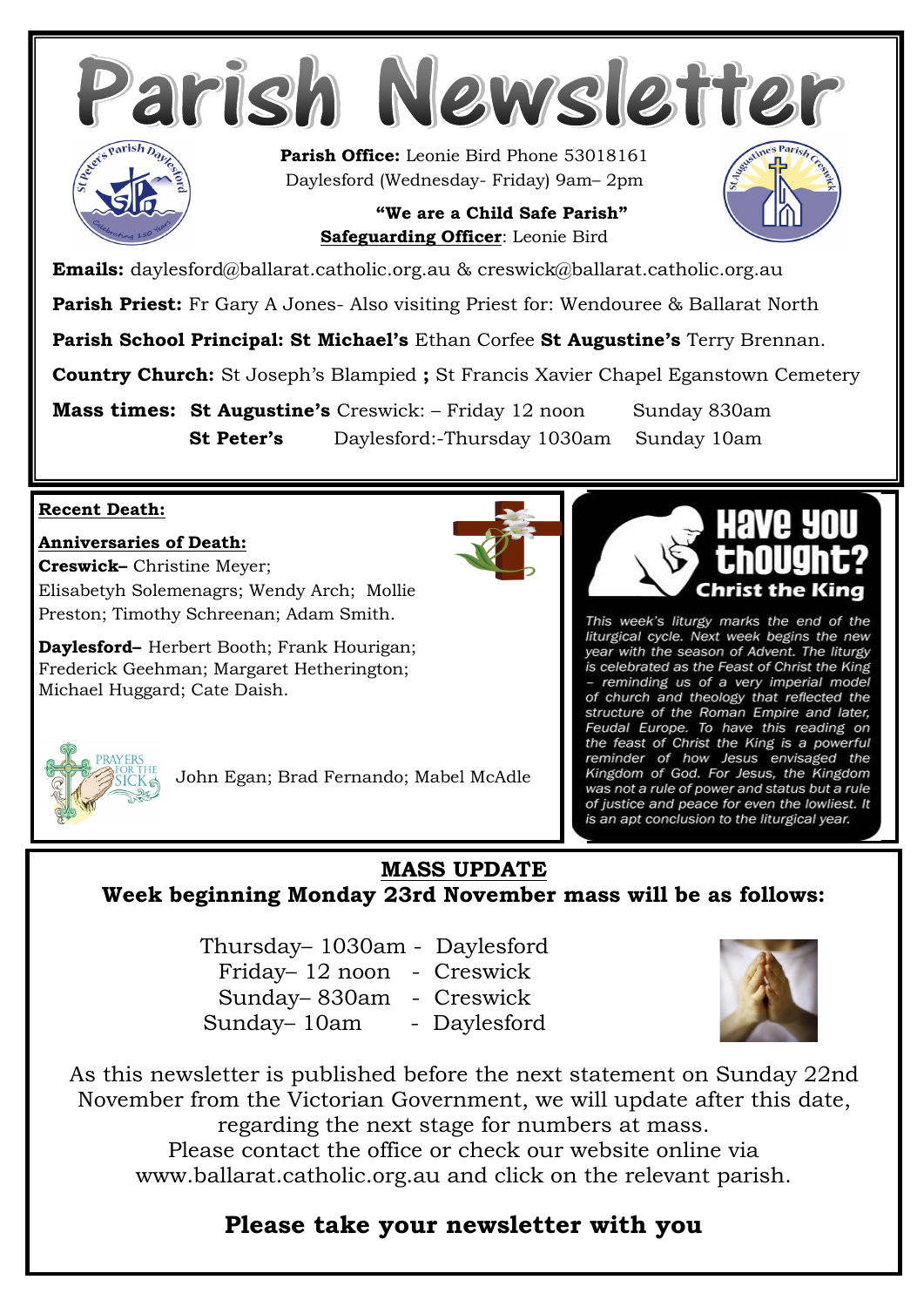# Parish Newsletter

**Parish Office:** Leonie Bird Phone 53018161
Daylesford (Wednesday- Friday) 9am– 2pm

**"We are a Child Safe Parish"**
**Safeguarding Officer**: Leonie Bird

**Emails:** daylesford@ballarat.catholic.org.au & creswick@ballarat.catholic.org.au

**Parish Priest:** Fr Gary A Jones- Also visiting Priest for: Wendouree & Ballarat North

**Parish School Principal: St Michael's** Ethan Corfee **St Augustine's** Terry Brennan.

**Country Church:** St Joseph's Blampied **;** St Francis Xavier Chapel Eganstown Cemetery

**Mass times:** **St Augustine's** Creswick: – Friday 12 noon Sunday 830am
**St Peter's** Daylesford:-Thursday 1030am Sunday 10am

**Recent Death:**

**Anniversaries of Death:**
**Creswick–** Christine Meyer; Elisabetyh Solemenagrs; Wendy Arch; Mollie Preston; Timothy Schreenan; Adam Smith.

**Daylesford–** Herbert Booth; Frank Hourigan; Frederick Geehman; Margaret Hetherington; Michael Huggard; Cate Daish.

**Prayers for the Sick:** John Egan; Brad Fernando; Mabel McAdle

## Have you thought?
### Christ the King

*This week's liturgy marks the end of the liturgical cycle. Next week begins the new year with the season of Advent. The liturgy is celebrated as the Feast of Christ the King – reminding us of a very imperial model of church and theology that reflected the structure of the Roman Empire and later, Feudal Europe. To have this reading on the feast of Christ the King is a powerful reminder of how Jesus envisaged the Kingdom of God. For Jesus, the Kingdom was not a rule of power and status but a rule of justice and peace for even the lowliest. It is an apt conclusion to the liturgical year.*

## MASS UPDATE
**Week beginning Monday 23rd November mass will be as follows:**

Thursday– 1030am - Daylesford
Friday– 12 noon - Creswick
Sunday– 830am - Creswick
Sunday– 10am - Daylesford

As this newsletter is published before the next statement on Sunday 22nd November from the Victorian Government, we will update after this date, regarding the next stage for numbers at mass.
Please contact the office or check our website online via www.ballarat.catholic.org.au and click on the relevant parish.

**Please take your newsletter with you**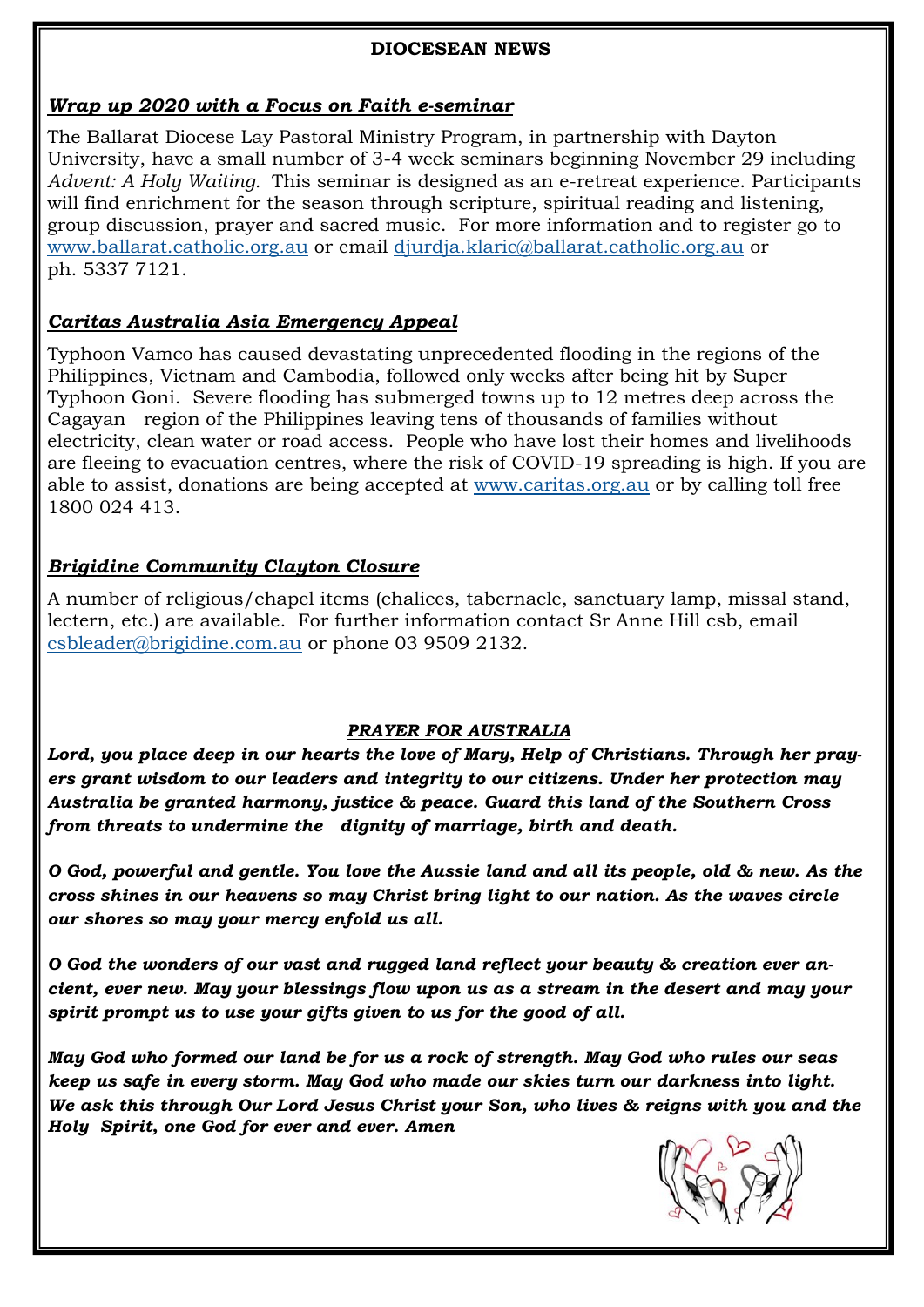## DIOCESEAN NEWS

### *Wrap up 2020 with a Focus on Faith e-seminar*

The Ballarat Diocese Lay Pastoral Ministry Program, in partnership with Dayton University, have a small number of 3-4 week seminars beginning November 29 including *Advent: A Holy Waiting.* This seminar is designed as an e-retreat experience. Participants will find enrichment for the season through scripture, spiritual reading and listening, group discussion, prayer and sacred music. For more information and to register go to www.ballarat.catholic.org.au or email djurdja.klaric@ballarat.catholic.org.au or ph. 5337 7121.

### *Caritas Australia Asia Emergency Appeal*

Typhoon Vamco has caused devastating unprecedented flooding in the regions of the Philippines, Vietnam and Cambodia, followed only weeks after being hit by Super Typhoon Goni. Severe flooding has submerged towns up to 12 metres deep across the Cagayan region of the Philippines leaving tens of thousands of families without electricity, clean water or road access. People who have lost their homes and livelihoods are fleeing to evacuation centres, where the risk of COVID-19 spreading is high. If you are able to assist, donations are being accepted at www.caritas.org.au or by calling toll free 1800 024 413.

### *Brigidine Community Clayton Closure*

A number of religious/chapel items (chalices, tabernacle, sanctuary lamp, missal stand, lectern, etc.) are available. For further information contact Sr Anne Hill csb, email csbleader@brigidine.com.au or phone 03 9509 2132.

### *PRAYER FOR AUSTRALIA*

***Lord, you place deep in our hearts the love of Mary, Help of Christians. Through her prayers grant wisdom to our leaders and integrity to our citizens. Under her protection may Australia be granted harmony, justice & peace. Guard this land of the Southern Cross from threats to undermine the dignity of marriage, birth and death.***

***O God, powerful and gentle. You love the Aussie land and all its people, old & new. As the cross shines in our heavens so may Christ bring light to our nation. As the waves circle our shores so may your mercy enfold us all.***

***O God the wonders of our vast and rugged land reflect your beauty & creation ever ancient, ever new. May your blessings flow upon us as a stream in the desert and may your spirit prompt us to use your gifts given to us for the good of all.***

***May God who formed our land be for us a rock of strength. May God who rules our seas keep us safe in every storm. May God who made our skies turn our darkness into light. We ask this through Our Lord Jesus Christ your Son, who lives & reigns with you and the Holy Spirit, one God for ever and ever. Amen***